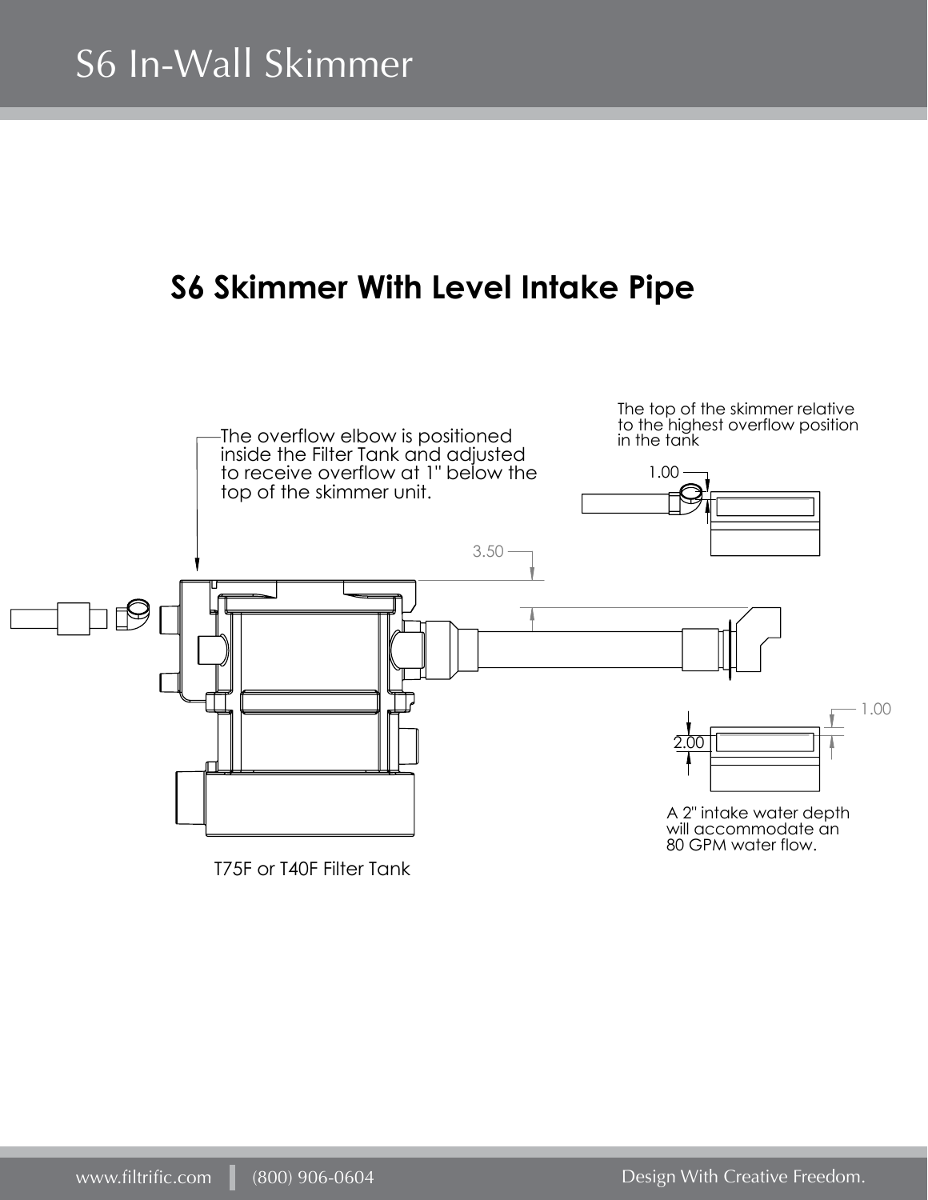# S6 In-Wall Skimmer

## S6 Skimmer With Level Intake Pipe

The overflow elbow is positioned inside the Filter Tank and adjusted to receive overflow at 1" below the top of the skimmer unit.

The top of the skimmer relative to the highest overflow position in the tank

1.00

3.50

1.00

2.00

A 2" intake water depth will accommodate an 80 GPM water flow.

T75F or T40F Filter Tank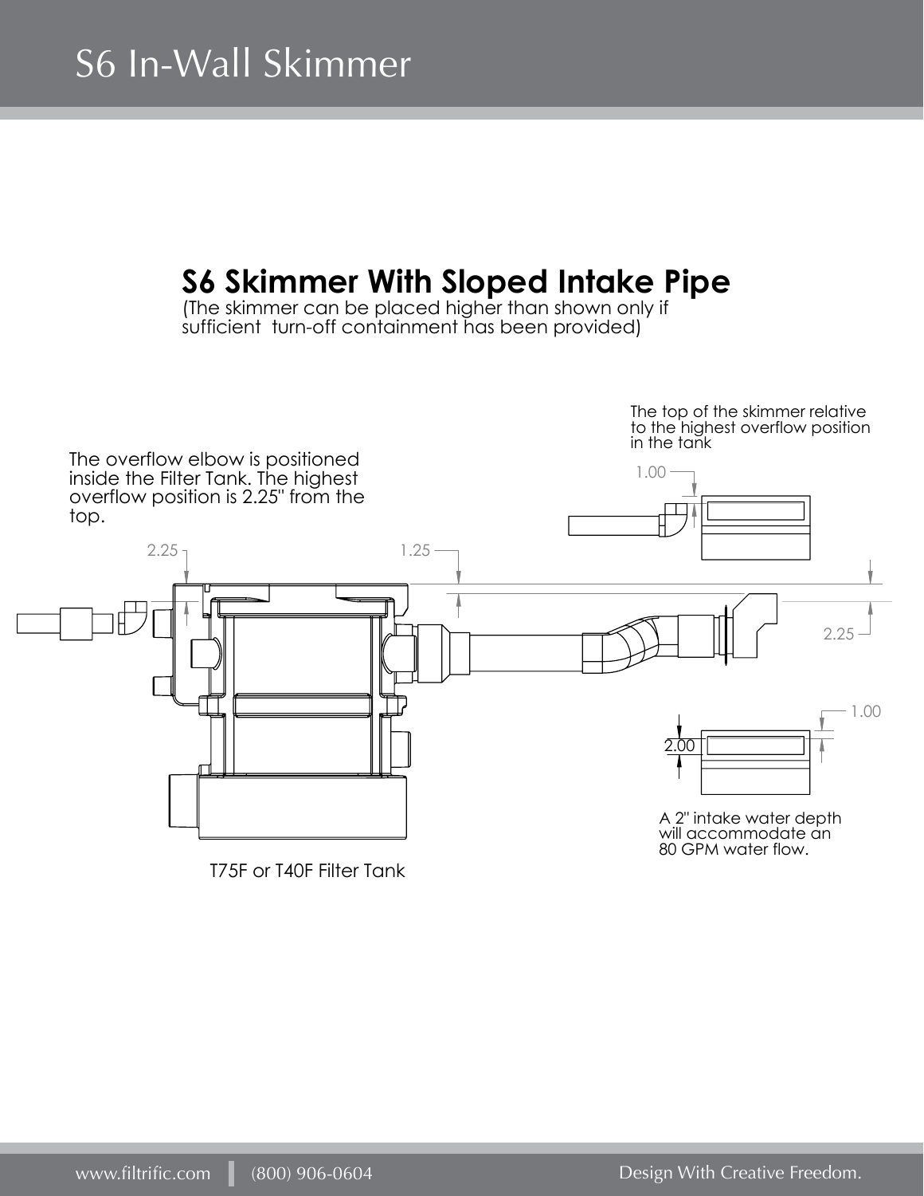# S6 In-Wall Skimmer

## S6 Skimmer With Sloped Intake Pipe

(The skimmer can be placed higher than shown only if sufficient turn-off containment has been provided)

The top of the skimmer relative to the highest overflow position in the tank

1.00

The overflow elbow is positioned inside the Filter Tank. The highest overflow position is 2.25" from the top.

2.25

1.25

2.25

1.00

2.00

A 2" intake water depth will accommodate an 80 GPM water flow.

T75F or T40F Filter Tank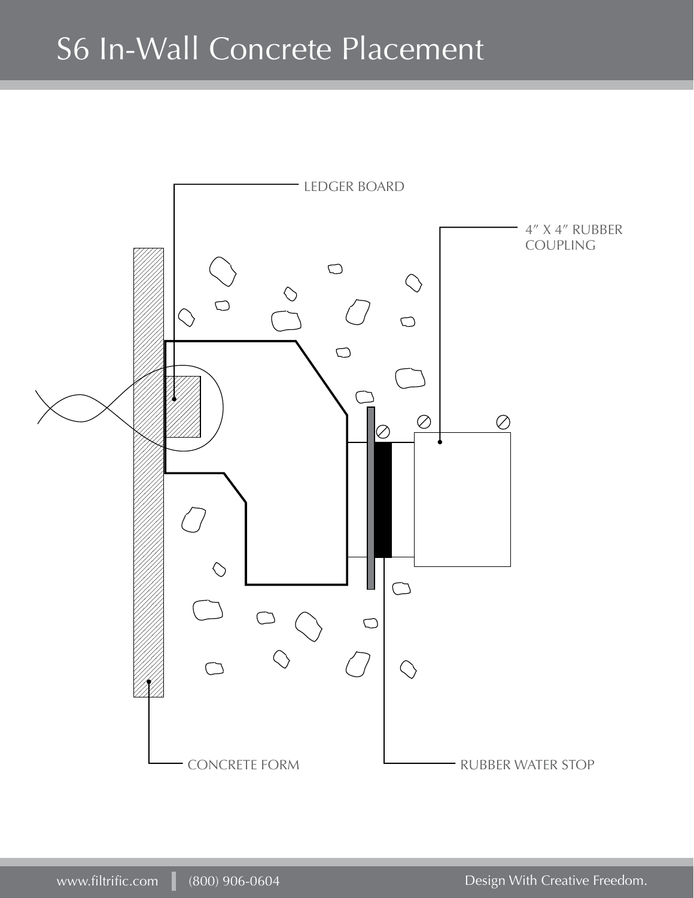# S6 In-Wall Concrete Placement

LEDGER BOARD

4″ X 4″ RUBBER COUPLING

CONCRETE FORM

RUBBER WATER STOP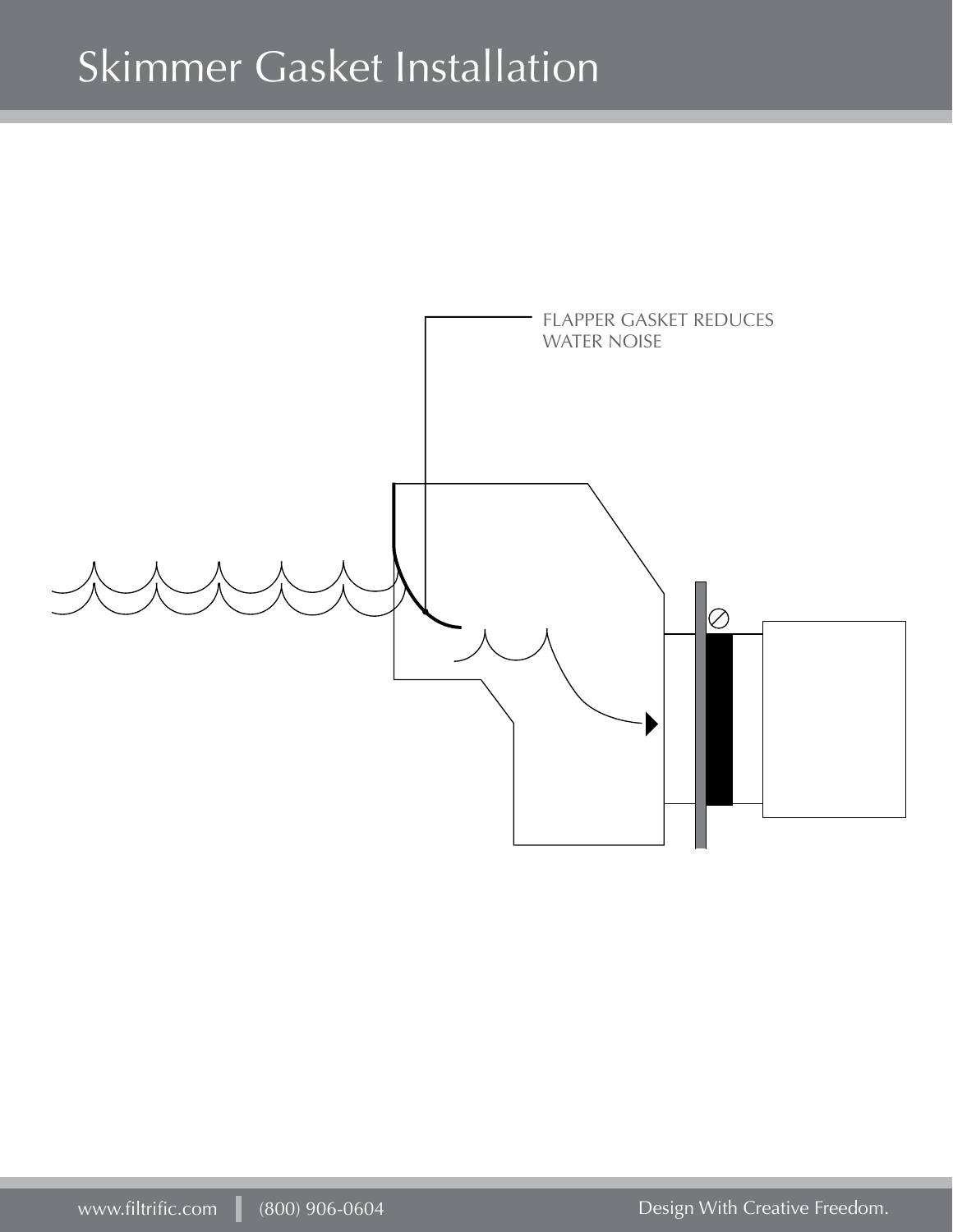# Skimmer Gasket Installation

FLAPPER GASKET REDUCES
WATER NOISE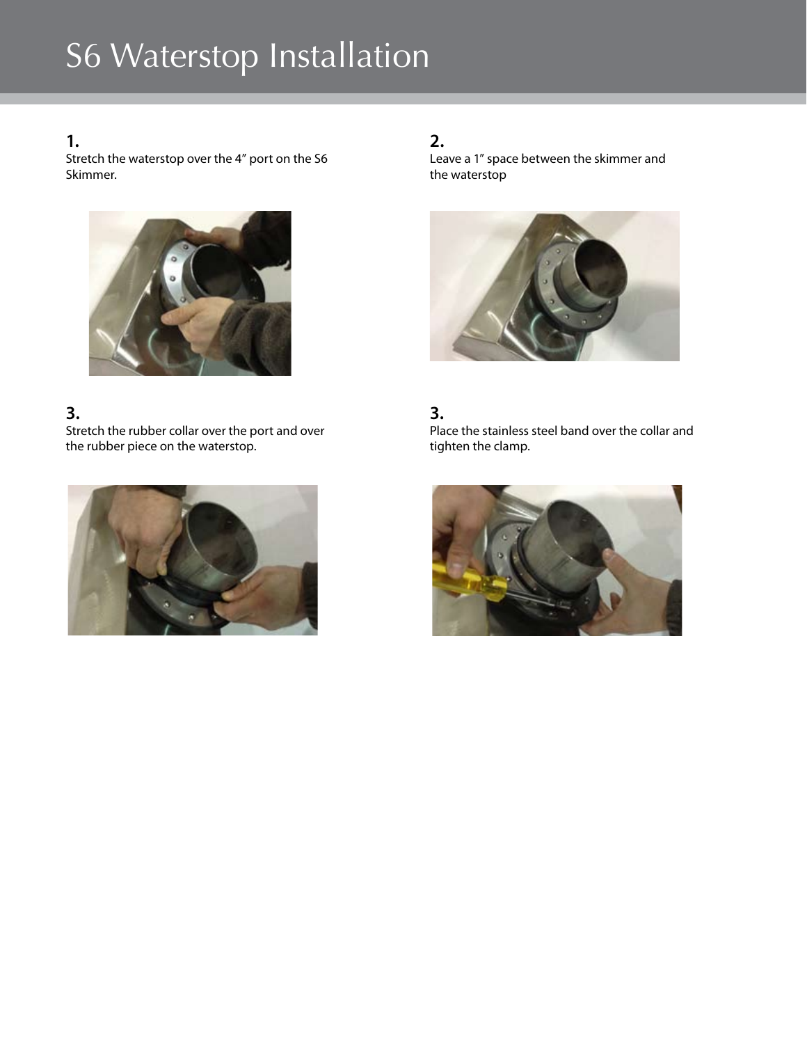# S6 Waterstop Installation

**1.**
Stretch the waterstop over the 4″ port on the S6 Skimmer.

**2.**
Leave a 1″ space between the skimmer and the waterstop

**3.**
Stretch the rubber collar over the port and over the rubber piece on the waterstop.

**3.**
Place the stainless steel band over the collar and tighten the clamp.